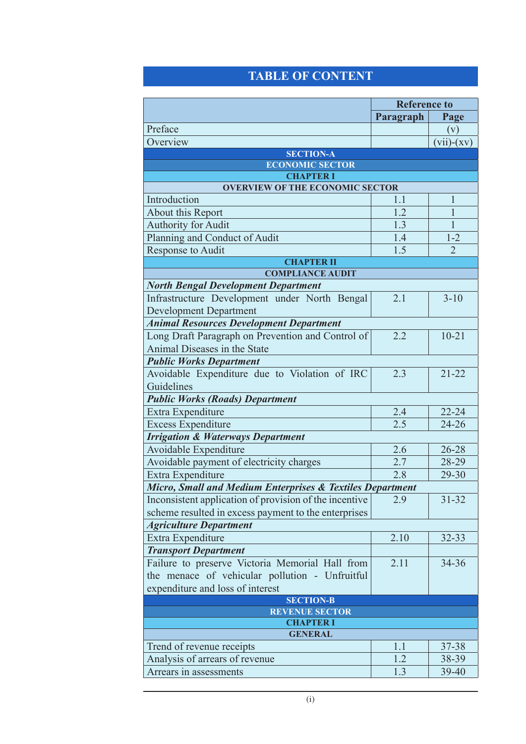# TABLE OF CONTENT

| | Reference to | |
|---|---|---|
| | Paragraph | Page |
| Preface | | (v) |
| Overview | | (vii)-(xv) |
| **SECTION-A** | | |
| **ECONOMIC SECTOR** | | |
| **CHAPTER I** | | |
| **OVERVIEW OF THE ECONOMIC SECTOR** | | |
| Introduction | 1.1 | 1 |
| About this Report | 1.2 | 1 |
| Authority for Audit | 1.3 | 1 |
| Planning and Conduct of Audit | 1.4 | 1-2 |
| Response to Audit | 1.5 | 2 |
| **CHAPTER II** | | |
| **COMPLIANCE AUDIT** | | |
| ***North Bengal Development Department*** | | |
| Infrastructure Development under North Bengal Development Department | 2.1 | 3-10 |
| ***Animal Resources Development Department*** | | |
| Long Draft Paragraph on Prevention and Control of Animal Diseases in the State | 2.2 | 10-21 |
| ***Public Works Department*** | | |
| Avoidable Expenditure due to Violation of IRC Guidelines | 2.3 | 21-22 |
| ***Public Works (Roads) Department*** | | |
| Extra Expenditure | 2.4 | 22-24 |
| Excess Expenditure | 2.5 | 24-26 |
| ***Irrigation & Waterways Department*** | | |
| Avoidable Expenditure | 2.6 | 26-28 |
| Avoidable payment of electricity charges | 2.7 | 28-29 |
| Extra Expenditure | 2.8 | 29-30 |
| ***Micro, Small and Medium Enterprises & Textiles Department*** | | |
| Inconsistent application of provision of the incentive scheme resulted in excess payment to the enterprises | 2.9 | 31-32 |
| ***Agriculture Department*** | | |
| Extra Expenditure | 2.10 | 32-33 |
| ***Transport Department*** | | |
| Failure to preserve Victoria Memorial Hall from the menace of vehicular pollution - Unfruitful expenditure and loss of interest | 2.11 | 34-36 |
| **SECTION-B** | | |
| **REVENUE SECTOR** | | |
| **CHAPTER I** | | |
| **GENERAL** | | |
| Trend of revenue receipts | 1.1 | 37-38 |
| Analysis of arrears of revenue | 1.2 | 38-39 |
| Arrears in assessments | 1.3 | 39-40 |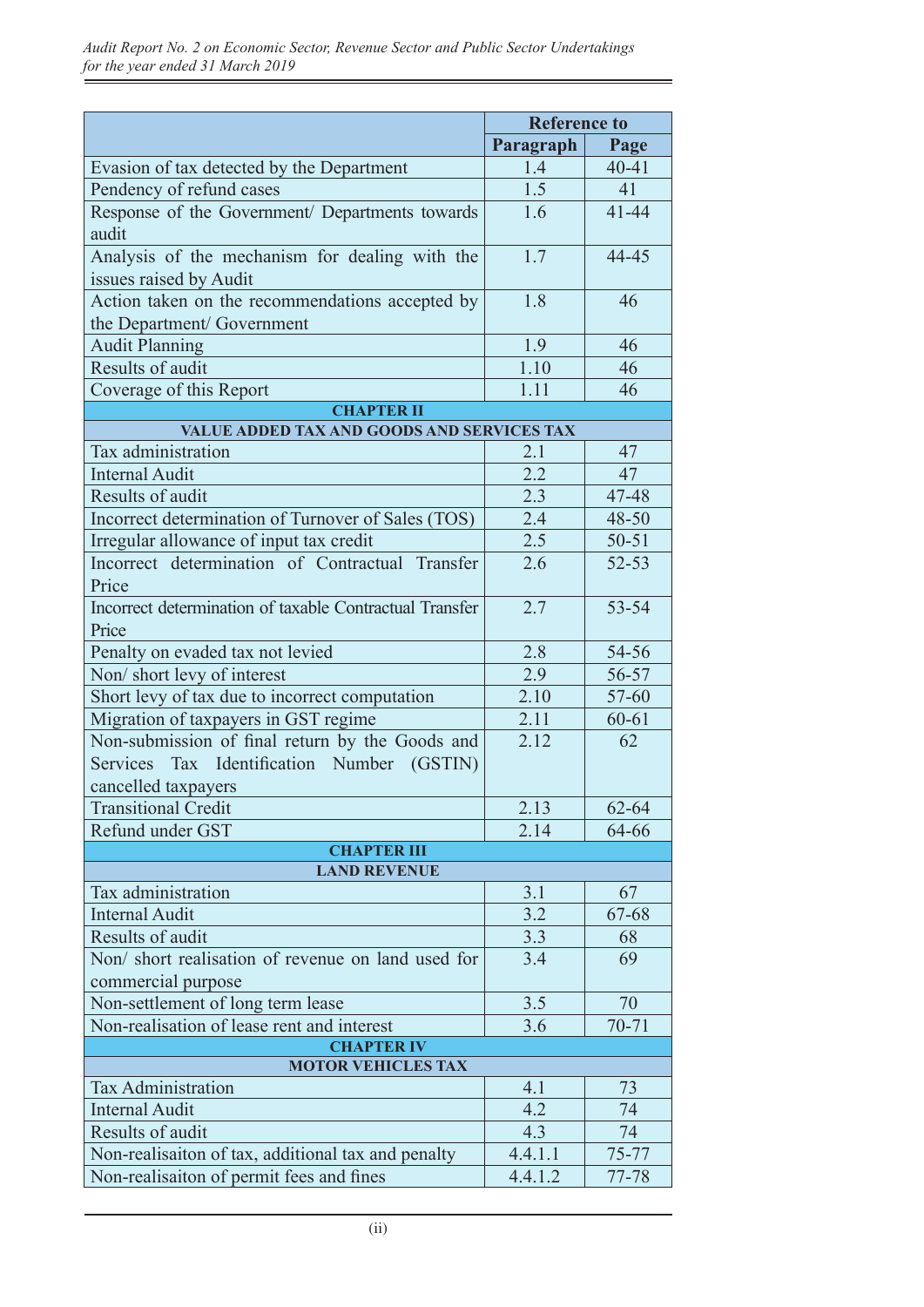| | Reference to | |
|---|---|---|
| | Paragraph | Page |
| Evasion of tax detected by the Department | 1.4 | 40-41 |
| Pendency of refund cases | 1.5 | 41 |
| Response of the Government/ Departments towards audit | 1.6 | 41-44 |
| Analysis of the mechanism for dealing with the issues raised by Audit | 1.7 | 44-45 |
| Action taken on the recommendations accepted by the Department/ Government | 1.8 | 46 |
| Audit Planning | 1.9 | 46 |
| Results of audit | 1.10 | 46 |
| Coverage of this Report | 1.11 | 46 |
| **CHAPTER II** | | |
| **VALUE ADDED TAX AND GOODS AND SERVICES TAX** | | |
| Tax administration | 2.1 | 47 |
| Internal Audit | 2.2 | 47 |
| Results of audit | 2.3 | 47-48 |
| Incorrect determination of Turnover of Sales (TOS) | 2.4 | 48-50 |
| Irregular allowance of input tax credit | 2.5 | 50-51 |
| Incorrect determination of Contractual Transfer Price | 2.6 | 52-53 |
| Incorrect determination of taxable Contractual Transfer Price | 2.7 | 53-54 |
| Penalty on evaded tax not levied | 2.8 | 54-56 |
| Non/ short levy of interest | 2.9 | 56-57 |
| Short levy of tax due to incorrect computation | 2.10 | 57-60 |
| Migration of taxpayers in GST regime | 2.11 | 60-61 |
| Non-submission of final return by the Goods and Services Tax Identification Number (GSTIN) cancelled taxpayers | 2.12 | 62 |
| Transitional Credit | 2.13 | 62-64 |
| Refund under GST | 2.14 | 64-66 |
| **CHAPTER III** | | |
| **LAND REVENUE** | | |
| Tax administration | 3.1 | 67 |
| Internal Audit | 3.2 | 67-68 |
| Results of audit | 3.3 | 68 |
| Non/ short realisation of revenue on land used for commercial purpose | 3.4 | 69 |
| Non-settlement of long term lease | 3.5 | 70 |
| Non-realisation of lease rent and interest | 3.6 | 70-71 |
| **CHAPTER IV** | | |
| **MOTOR VEHICLES TAX** | | |
| Tax Administration | 4.1 | 73 |
| Internal Audit | 4.2 | 74 |
| Results of audit | 4.3 | 74 |
| Non-realisaiton of tax, additional tax and penalty | 4.4.1.1 | 75-77 |
| Non-realisaiton of permit fees and fines | 4.4.1.2 | 77-78 |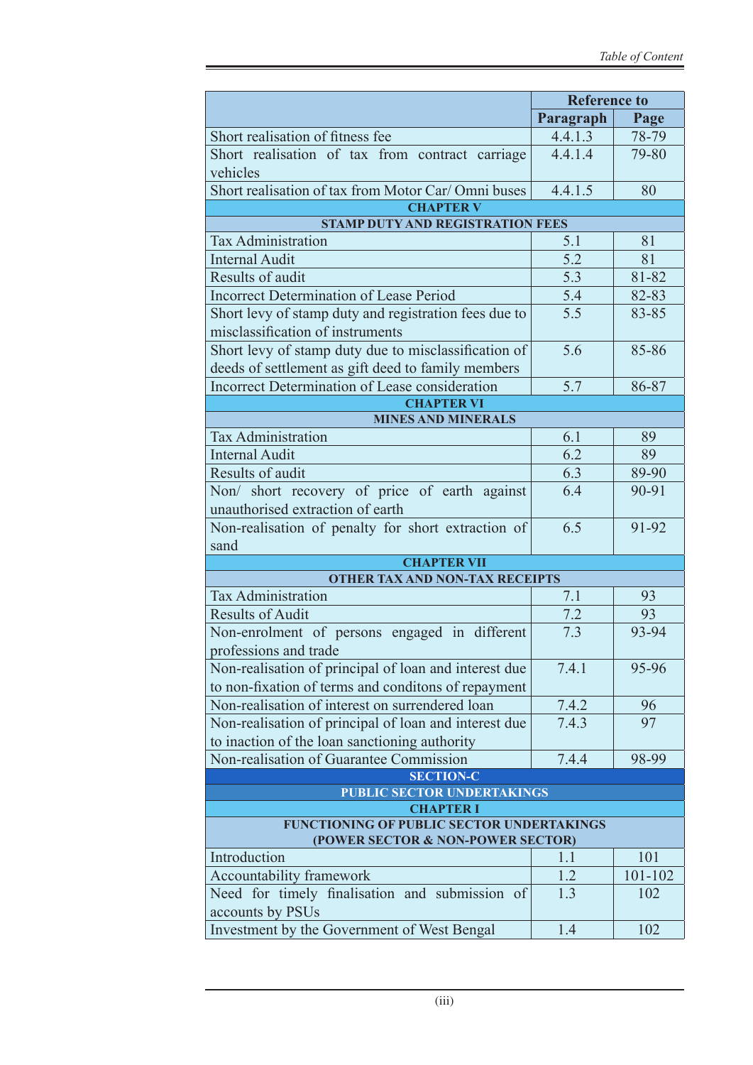| | Reference to | |
|---|---|---|
| | **Paragraph** | **Page** |
| Short realisation of fitness fee | 4.4.1.3 | 78-79 |
| Short realisation of tax from contract carriage vehicles | 4.4.1.4 | 79-80 |
| Short realisation of tax from Motor Car/ Omni buses | 4.4.1.5 | 80 |
| **CHAPTER V** | | |
| **STAMP DUTY AND REGISTRATION FEES** | | |
| Tax Administration | 5.1 | 81 |
| Internal Audit | 5.2 | 81 |
| Results of audit | 5.3 | 81-82 |
| Incorrect Determination of Lease Period | 5.4 | 82-83 |
| Short levy of stamp duty and registration fees due to misclassification of instruments | 5.5 | 83-85 |
| Short levy of stamp duty due to misclassification of deeds of settlement as gift deed to family members | 5.6 | 85-86 |
| Incorrect Determination of Lease consideration | 5.7 | 86-87 |
| **CHAPTER VI** | | |
| **MINES AND MINERALS** | | |
| Tax Administration | 6.1 | 89 |
| Internal Audit | 6.2 | 89 |
| Results of audit | 6.3 | 89-90 |
| Non/ short recovery of price of earth against unauthorised extraction of earth | 6.4 | 90-91 |
| Non-realisation of penalty for short extraction of sand | 6.5 | 91-92 |
| **CHAPTER VII** | | |
| **OTHER TAX AND NON-TAX RECEIPTS** | | |
| Tax Administration | 7.1 | 93 |
| Results of Audit | 7.2 | 93 |
| Non-enrolment of persons engaged in different professions and trade | 7.3 | 93-94 |
| Non-realisation of principal of loan and interest due to non-fixation of terms and conditons of repayment | 7.4.1 | 95-96 |
| Non-realisation of interest on surrendered loan | 7.4.2 | 96 |
| Non-realisation of principal of loan and interest due to inaction of the loan sanctioning authority | 7.4.3 | 97 |
| Non-realisation of Guarantee Commission | 7.4.4 | 98-99 |
| **SECTION-C** | | |
| **PUBLIC SECTOR UNDERTAKINGS** | | |
| **CHAPTER I** | | |
| **FUNCTIONING OF PUBLIC SECTOR UNDERTAKINGS (POWER SECTOR & NON-POWER SECTOR)** | | |
| Introduction | 1.1 | 101 |
| Accountability framework | 1.2 | 101-102 |
| Need for timely finalisation and submission of accounts by PSUs | 1.3 | 102 |
| Investment by the Government of West Bengal | 1.4 | 102 |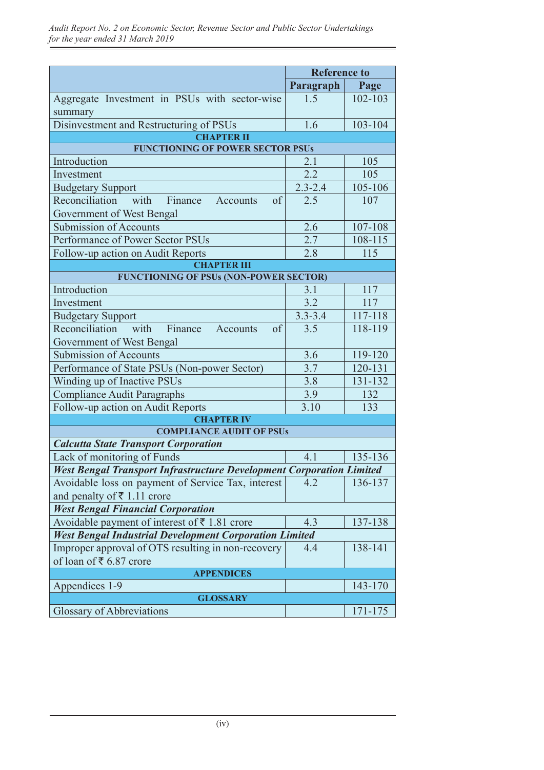| | Reference to | |
|---|---|---|
| | **Paragraph** | **Page** |
| Aggregate Investment in PSUs with sector-wise summary | 1.5 | 102-103 |
| Disinvestment and Restructuring of PSUs | 1.6 | 103-104 |
| **CHAPTER II** | | |
| **FUNCTIONING OF POWER SECTOR PSUs** | | |
| Introduction | 2.1 | 105 |
| Investment | 2.2 | 105 |
| Budgetary Support | 2.3-2.4 | 105-106 |
| Reconciliation with Finance Accounts of Government of West Bengal | 2.5 | 107 |
| Submission of Accounts | 2.6 | 107-108 |
| Performance of Power Sector PSUs | 2.7 | 108-115 |
| Follow-up action on Audit Reports | 2.8 | 115 |
| **CHAPTER III** | | |
| **FUNCTIONING OF PSUs (NON-POWER SECTOR)** | | |
| Introduction | 3.1 | 117 |
| Investment | 3.2 | 117 |
| Budgetary Support | 3.3-3.4 | 117-118 |
| Reconciliation with Finance Accounts of Government of West Bengal | 3.5 | 118-119 |
| Submission of Accounts | 3.6 | 119-120 |
| Performance of State PSUs (Non-power Sector) | 3.7 | 120-131 |
| Winding up of Inactive PSUs | 3.8 | 131-132 |
| Compliance Audit Paragraphs | 3.9 | 132 |
| Follow-up action on Audit Reports | 3.10 | 133 |
| **CHAPTER IV** | | |
| **COMPLIANCE AUDIT OF PSUs** | | |
| ***Calcutta State Transport Corporation*** | | |
| Lack of monitoring of Funds | 4.1 | 135-136 |
| ***West Bengal Transport Infrastructure Development Corporation Limited*** | | |
| Avoidable loss on payment of Service Tax, interest and penalty of ₹ 1.11 crore | 4.2 | 136-137 |
| ***West Bengal Financial Corporation*** | | |
| Avoidable payment of interest of ₹ 1.81 crore | 4.3 | 137-138 |
| ***West Bengal Industrial Development Corporation Limited*** | | |
| Improper approval of OTS resulting in non-recovery of loan of ₹ 6.87 crore | 4.4 | 138-141 |
| **APPENDICES** | | |
| Appendices 1-9 | | 143-170 |
| **GLOSSARY** | | |
| Glossary of Abbreviations | | 171-175 |